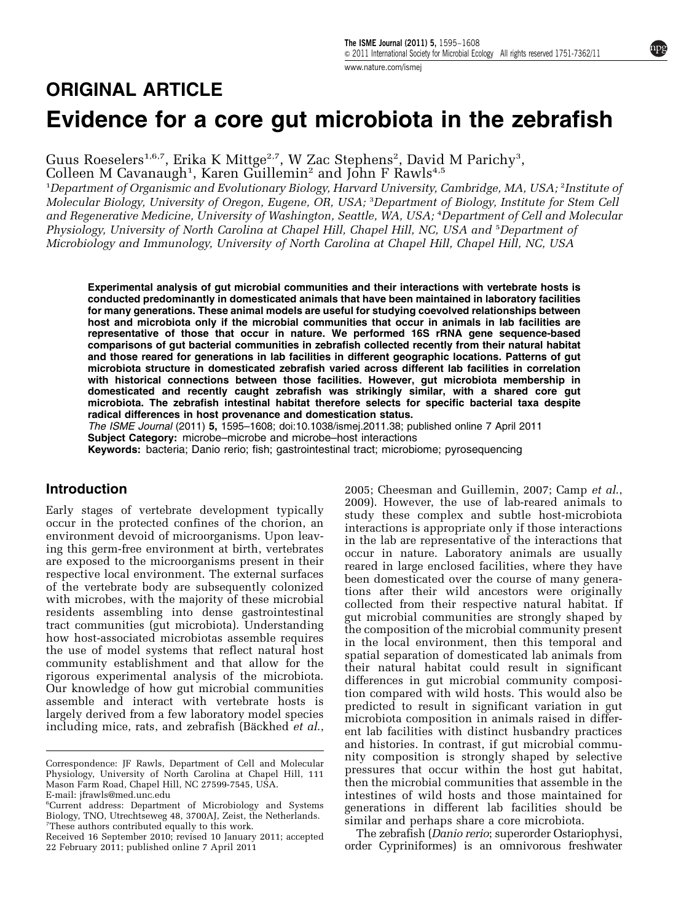## ORIGINAL ARTICLE

# Evidence for a core gut microbiota in the zebrafish

Guus Roeselers[1,6,7], Erika K Mittge[2,7], W Zac Stephens[2], David M Parichy[3], Colleen M Cavanaugh[1], Karen Guillemin[2] and John F Rawls[4,5]

[1]Department of Organismic and Evolutionary Biology, Harvard University, Cambridge, MA, USA; [2]Institute of Molecular Biology, University of Oregon, Eugene, OR, USA; [3]Department of Biology, Institute for Stem Cell and Regenerative Medicine, University of Washington, Seattle, WA, USA; [4]Department of Cell and Molecular Physiology, University of North Carolina at Chapel Hill, Chapel Hill, NC, USA and [5]Department of Microbiology and Immunology, University of North Carolina at Chapel Hill, Chapel Hill, NC, USA

**Experimental analysis of gut microbial communities and their interactions with vertebrate hosts is conducted predominantly in domesticated animals that have been maintained in laboratory facilities for many generations. These animal models are useful for studying coevolved relationships between host and microbiota only if the microbial communities that occur in animals in lab facilities are representative of those that occur in nature. We performed 16S rRNA gene sequence-based comparisons of gut bacterial communities in zebrafish collected recently from their natural habitat and those reared for generations in lab facilities in different geographic locations. Patterns of gut microbiota structure in domesticated zebrafish varied across different lab facilities in correlation with historical connections between those facilities. However, gut microbiota membership in domesticated and recently caught zebrafish was strikingly similar, with a shared core gut microbiota. The zebrafish intestinal habitat therefore selects for specific bacterial taxa despite radical differences in host provenance and domestication status.**

*The ISME Journal* (2011) **5**, 1595–1608; doi:10.1038/ismej.2011.38; published online 7 April 2011

**Subject Category:** microbe–microbe and microbe–host interactions

**Keywords:** bacteria; Danio rerio; fish; gastrointestinal tract; microbiome; pyrosequencing

## Introduction

Early stages of vertebrate development typically occur in the protected confines of the chorion, an environment devoid of microorganisms. Upon leaving this germ-free environment at birth, vertebrates are exposed to the microorganisms present in their respective local environment. The external surfaces of the vertebrate body are subsequently colonized with microbes, with the majority of these microbial residents assembling into dense gastrointestinal tract communities (gut microbiota). Understanding how host-associated microbiotas assemble requires the use of model systems that reflect natural host community establishment and that allow for the rigorous experimental analysis of the microbiota. Our knowledge of how gut microbial communities assemble and interact with vertebrate hosts is largely derived from a few laboratory model species including mice, rats, and zebrafish (Bäckhed *et al.*, 2005; Cheesman and Guillemin, 2007; Camp *et al.*, 2009). However, the use of lab-reared animals to study these complex and subtle host-microbiota interactions is appropriate only if those interactions in the lab are representative of the interactions that occur in nature. Laboratory animals are usually reared in large enclosed facilities, where they have been domesticated over the course of many generations after their wild ancestors were originally collected from their respective natural habitat. If gut microbial communities are strongly shaped by the composition of the microbial community present in the local environment, then this temporal and spatial separation of domesticated lab animals from their natural habitat could result in significant differences in gut microbial community composition compared with wild hosts. This would also be predicted to result in significant variation in gut microbiota composition in animals raised in different lab facilities with distinct husbandry practices and histories. In contrast, if gut microbial community composition is strongly shaped by selective pressures that occur within the host gut habitat, then the microbial communities that assemble in the intestines of wild hosts and those maintained for generations in different lab facilities should be similar and perhaps share a core microbiota.

The zebrafish (*Danio rerio*; superorder Ostariophysi, order Cypriniformes) is an omnivorous freshwater

Correspondence: JF Rawls, Department of Cell and Molecular Physiology, University of North Carolina at Chapel Hill, 111 Mason Farm Road, Chapel Hill, NC 27599-7545, USA.
E-mail: jfrawls@med.unc.edu

[6]Current address: Department of Microbiology and Systems Biology, TNO, Utrechtseweg 48, 3700AJ, Zeist, the Netherlands.

[7]These authors contributed equally to this work.

Received 16 September 2010; revised 10 January 2011; accepted 22 February 2011; published online 7 April 2011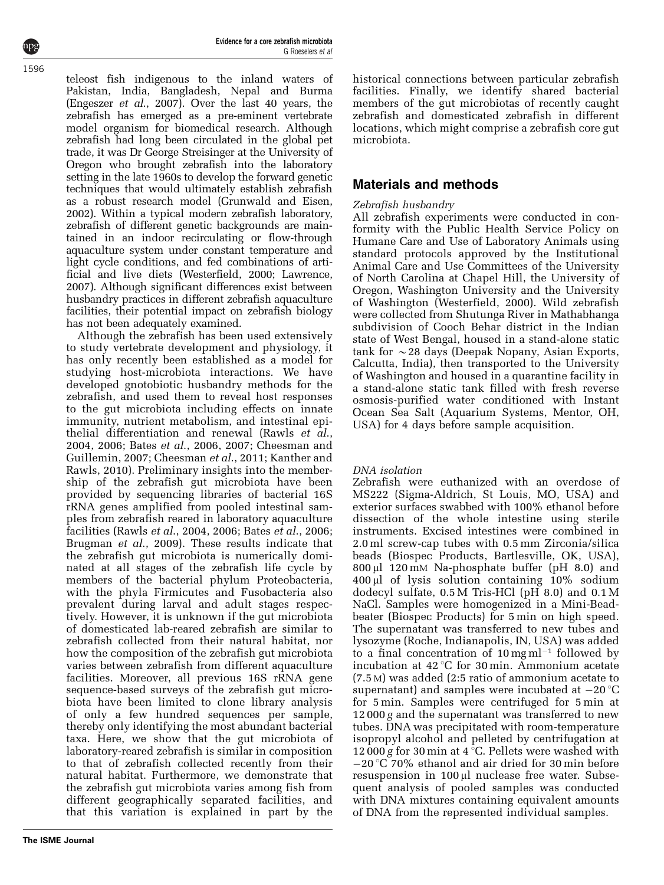teleost fish indigenous to the inland waters of Pakistan, India, Bangladesh, Nepal and Burma (Engeszer *et al.*, 2007). Over the last 40 years, the zebrafish has emerged as a pre-eminent vertebrate model organism for biomedical research. Although zebrafish had long been circulated in the global pet trade, it was Dr George Streisinger at the University of Oregon who brought zebrafish into the laboratory setting in the late 1960s to develop the forward genetic techniques that would ultimately establish zebrafish as a robust research model (Grunwald and Eisen, 2002). Within a typical modern zebrafish laboratory, zebrafish of different genetic backgrounds are maintained in an indoor recirculating or flow-through aquaculture system under constant temperature and light cycle conditions, and fed combinations of artificial and live diets (Westerfield, 2000; Lawrence, 2007). Although significant differences exist between husbandry practices in different zebrafish aquaculture facilities, their potential impact on zebrafish biology has not been adequately examined.

Although the zebrafish has been used extensively to study vertebrate development and physiology, it has only recently been established as a model for studying host-microbiota interactions. We have developed gnotobiotic husbandry methods for the zebrafish, and used them to reveal host responses to the gut microbiota including effects on innate immunity, nutrient metabolism, and intestinal epithelial differentiation and renewal (Rawls *et al.*, 2004, 2006; Bates *et al.*, 2006, 2007; Cheesman and Guillemin, 2007; Cheesman *et al.*, 2011; Kanther and Rawls, 2010). Preliminary insights into the membership of the zebrafish gut microbiota have been provided by sequencing libraries of bacterial 16S rRNA genes amplified from pooled intestinal samples from zebrafish reared in laboratory aquaculture facilities (Rawls *et al.*, 2004, 2006; Bates *et al.*, 2006; Brugman *et al.*, 2009). These results indicate that the zebrafish gut microbiota is numerically dominated at all stages of the zebrafish life cycle by members of the bacterial phylum Proteobacteria, with the phyla Firmicutes and Fusobacteria also prevalent during larval and adult stages respectively. However, it is unknown if the gut microbiota of domesticated lab-reared zebrafish are similar to zebrafish collected from their natural habitat, nor how the composition of the zebrafish gut microbiota varies between zebrafish from different aquaculture facilities. Moreover, all previous 16S rRNA gene sequence-based surveys of the zebrafish gut microbiota have been limited to clone library analysis of only a few hundred sequences per sample, thereby only identifying the most abundant bacterial taxa. Here, we show that the gut microbiota of laboratory-reared zebrafish is similar in composition to that of zebrafish collected recently from their natural habitat. Furthermore, we demonstrate that the zebrafish gut microbiota varies among fish from different geographically separated facilities, and that this variation is explained in part by the historical connections between particular zebrafish facilities. Finally, we identify shared bacterial members of the gut microbiotas of recently caught zebrafish and domesticated zebrafish in different locations, which might comprise a zebrafish core gut microbiota.

## Materials and methods

### *Zebrafish husbandry*

All zebrafish experiments were conducted in conformity with the Public Health Service Policy on Humane Care and Use of Laboratory Animals using standard protocols approved by the Institutional Animal Care and Use Committees of the University of North Carolina at Chapel Hill, the University of Oregon, Washington University and the University of Washington (Westerfield, 2000). Wild zebrafish were collected from Shutunga River in Mathabhanga subdivision of Cooch Behar district in the Indian state of West Bengal, housed in a stand-alone static tank for ~28 days (Deepak Nopany, Asian Exports, Calcutta, India), then transported to the University of Washington and housed in a quarantine facility in a stand-alone static tank filled with fresh reverse osmosis-purified water conditioned with Instant Ocean Sea Salt (Aquarium Systems, Mentor, OH, USA) for 4 days before sample acquisition.

### *DNA isolation*

Zebrafish were euthanized with an overdose of MS222 (Sigma-Aldrich, St Louis, MO, USA) and exterior surfaces swabbed with 100% ethanol before dissection of the whole intestine using sterile instruments. Excised intestines were combined in 2.0 ml screw-cap tubes with 0.5 mm Zirconia/silica beads (Biospec Products, Bartlesville, OK, USA), 800 μl 120 mM Na-phosphate buffer (pH 8.0) and 400 μl of lysis solution containing 10% sodium dodecyl sulfate, 0.5 M Tris-HCl (pH 8.0) and 0.1 M NaCl. Samples were homogenized in a Mini-Beadbeater (Biospec Products) for 5 min on high speed. The supernatant was transferred to new tubes and lysozyme (Roche, Indianapolis, IN, USA) was added to a final concentration of 10 mg $ml^{-1}$ followed by incubation at 42 °C for 30 min. Ammonium acetate (7.5 M) was added (2:5 ratio of ammonium acetate to supernatant) and samples were incubated at −20 °C for 5 min. Samples were centrifuged for 5 min at 12 000 *g* and the supernatant was transferred to new tubes. DNA was precipitated with room-temperature isopropyl alcohol and pelleted by centrifugation at 12 000 *g* for 30 min at 4 °C. Pellets were washed with −20 °C 70% ethanol and air dried for 30 min before resuspension in 100 μl nuclease free water. Subsequent analysis of pooled samples was conducted with DNA mixtures containing equivalent amounts of DNA from the represented individual samples.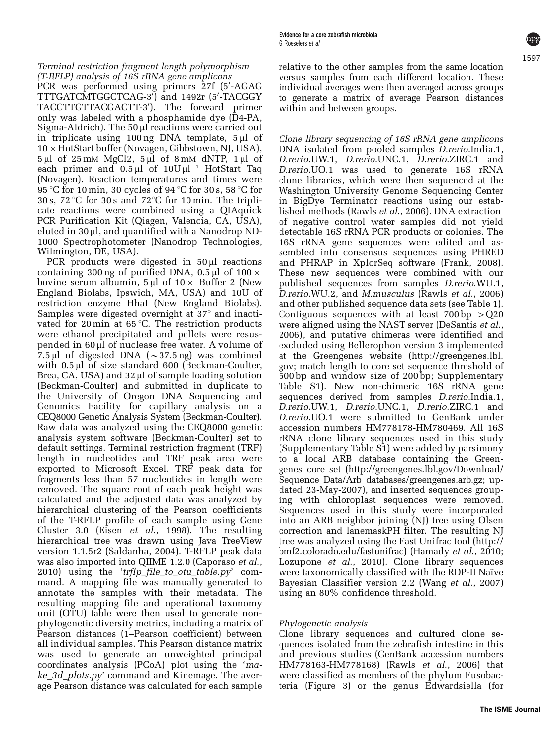*Terminal restriction fragment length polymorphism (T-RFLP) analysis of 16S rRNA gene amplicons*

PCR was performed using primers 27f (5′-AGAG TTTGATCMTGGCTCAG-3′) and 1492r (5′-TACGGY TACCTTGTTACGACTT-3′). The forward primer only was labeled with a phosphamide dye (D4-PA, Sigma-Aldrich). The 50 μl reactions were carried out in triplicate using 100 ng DNA template, 5 μl of 10 × HotStart buffer (Novagen, Gibbstown, NJ, USA), 5 μl of 25 mM MgCl2, 5 μl of 8 mM dNTP, 1 μl of each primer and 0.5 μl of 10U μl$^{-1}$ HotStart Taq (Novagen). Reaction temperatures and times were 95 °C for 10 min, 30 cycles of 94 °C for 30 s, 58 °C for 30 s, 72 °C for 30 s and 72 °C for 10 min. The triplicate reactions were combined using a QIAquick PCR Purification Kit (Qiagen, Valencia, CA, USA), eluted in 30 μl, and quantified with a Nanodrop ND-1000 Spectrophotometer (Nanodrop Technologies, Wilmington, DE, USA).

PCR products were digested in 50 μl reactions containing 300 ng of purified DNA, 0.5 μl of 100 × bovine serum albumin, 5 μl of 10 × Buffer 2 (New England Biolabs, Ipswich, MA, USA) and 10U of restriction enzyme HhaI (New England Biolabs). Samples were digested overnight at 37° and inactivated for 20 min at 65 °C. The restriction products were ethanol precipitated and pellets were resuspended in 60 μl of nuclease free water. A volume of 7.5 μl of digested DNA (∼37.5 ng) was combined with 0.5 μl of size standard 600 (Beckman-Coulter, Brea, CA, USA) and 32 μl of sample loading solution (Beckman-Coulter) and submitted in duplicate to the University of Oregon DNA Sequencing and Genomics Facility for capillary analysis on a CEQ8000 Genetic Analysis System (Beckman-Coulter). Raw data was analyzed using the CEQ8000 genetic analysis system software (Beckman-Coulter) set to default settings. Terminal restriction fragment (TRF) length in nucleotides and TRF peak area were exported to Microsoft Excel. TRF peak data for fragments less than 57 nucleotides in length were removed. The square root of each peak height was calculated and the adjusted data was analyzed by hierarchical clustering of the Pearson coefficients of the T-RFLP profile of each sample using Gene Cluster 3.0 (Eisen *et al.*, 1998). The resulting hierarchical tree was drawn using Java TreeView version 1.1.5r2 (Saldanha, 2004). T-RFLP peak data was also imported into QIIME 1.2.0 (Caporaso *et al.*, 2010) using the '*trflp_file_to_otu_table.py*' command. A mapping file was manually generated to annotate the samples with their metadata. The resulting mapping file and operational taxonomy unit (OTU) table were then used to generate non-phylogenetic diversity metrics, including a matrix of Pearson distances (1–Pearson coefficient) between all individual samples. This Pearson distance matrix was used to generate an unweighted principal coordinates analysis (PCoA) plot using the '*make_3d_plots.py*' command and Kinemage. The average Pearson distance was calculated for each sample relative to the other samples from the same location versus samples from each different location. These individual averages were then averaged across groups to generate a matrix of average Pearson distances within and between groups.

*Clone library sequencing of 16S rRNA gene amplicons*

DNA isolated from pooled samples *D.rerio*.India.1, *D.rerio*.UW.1, *D.rerio*.UNC.1, *D.rerio*.ZIRC.1 and *D.rerio*.UO.1 was used to generate 16S rRNA clone libraries, which were then sequenced at the Washington University Genome Sequencing Center in BigDye Terminator reactions using our established methods (Rawls *et al.*, 2006). DNA extraction of negative control water samples did not yield detectable 16S rRNA PCR products or colonies. The 16S rRNA gene sequences were edited and assembled into consensus sequences using PHRED and PHRAP in XplorSeq software (Frank, 2008). These new sequences were combined with our published sequences from samples *D.rerio*.WU.1, *D.rerio*.WU.2, and *M.musculus* (Rawls *et al.*, 2006) and other published sequence data sets (see Table 1). Contiguous sequences with at least 700 bp >Q20 were aligned using the NAST server (DeSantis *et al.*, 2006), and putative chimeras were identified and excluded using Bellerophon version 3 implemented at the Greengenes website (http://greengenes.lbl.gov; match length to core set sequence threshold of 500 bp and window size of 200 bp; Supplementary Table S1). New non-chimeric 16S rRNA gene sequences derived from samples *D.rerio*.India.1, *D.rerio*.UW.1, *D.rerio*.UNC.1, *D.rerio*.ZIRC.1 and *D.rerio*.UO.1 were submitted to GenBank under accession numbers HM778178-HM780469. All 16S rRNA clone library sequences used in this study (Supplementary Table S1) were added by parsimony to a local ARB database containing the Greengenes core set (http://greengenes.lbl.gov/Download/Sequence_Data/Arb_databases/greengenes.arb.gz; updated 23-May-2007), and inserted sequences grouping with chloroplast sequences were removed. Sequences used in this study were incorporated into an ARB neighbor joining (NJ) tree using Olsen correction and lanemaskPH filter. The resulting NJ tree was analyzed using the Fast Unifrac tool (http://bmf2.colorado.edu/fastunifrac) (Hamady *et al.*, 2010; Lozupone *et al.*, 2010). Clone library sequences were taxonomically classified with the RDP-II Naïve Bayesian Classifier version 2.2 (Wang *et al.*, 2007) using an 80% confidence threshold.

*Phylogenetic analysis*

Clone library sequences and cultured clone sequences isolated from the zebrafish intestine in this and previous studies (GenBank accession numbers HM778163-HM778168) (Rawls *et al.*, 2006) that were classified as members of the phylum Fusobacteria (Figure 3) or the genus Edwardsiella (for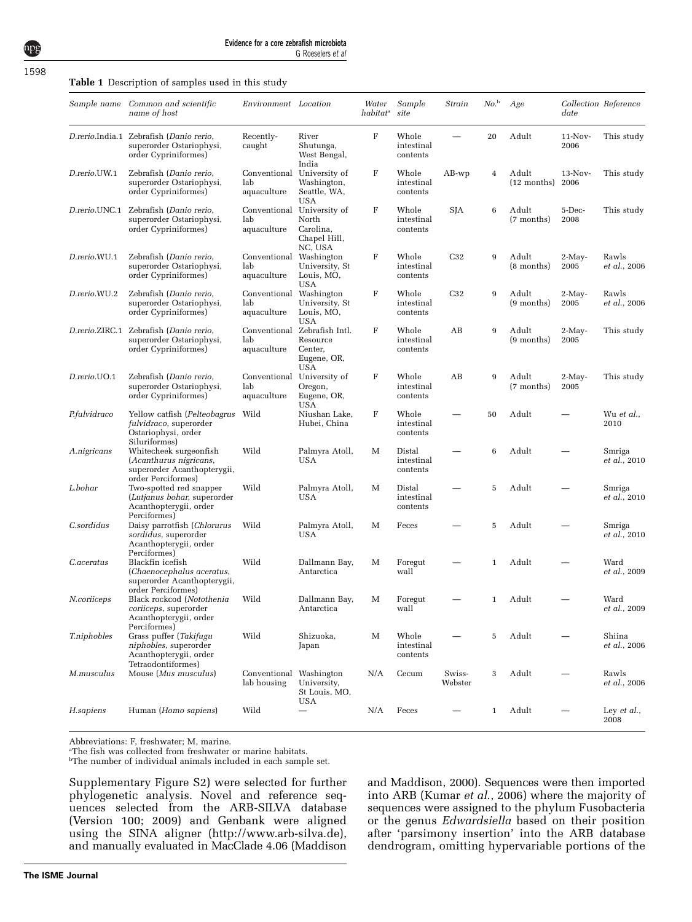**Table 1** Description of samples used in this study

| Sample name | Common and scientific name of host | Environment | Location | Water habitat[a] | Sample site | Strain | No.[b] | Age | Collection date | Reference |
|---|---|---|---|---|---|---|---|---|---|---|
| *D.rerio*.India.1 | Zebrafish (*Danio rerio*, superorder Ostariophysi, order Cypriniformes) | Recently-caught | River Shutunga, West Bengal, India | F | Whole intestinal contents | — | 20 | Adult | 11-Nov-2006 | This study |
| *D.rerio*.UW.1 | Zebrafish (*Danio rerio*, superorder Ostariophysi, order Cypriniformes) | Conventional lab aquaculture | University of Washington, Seattle, WA, USA | F | Whole intestinal contents | AB-wp | 4 | Adult (12 months) | 13-Nov-2006 | This study |
| *D.rerio*.UNC.1 | Zebrafish (*Danio rerio*, superorder Ostariophysi, order Cypriniformes) | Conventional lab aquaculture | University of North Carolina, Chapel Hill, NC, USA | F | Whole intestinal contents | SJA | 6 | Adult (7 months) | 5-Dec-2008 | This study |
| *D.rerio*.WU.1 | Zebrafish (*Danio rerio*, superorder Ostariophysi, order Cypriniformes) | Conventional lab aquaculture | Washington University, St Louis, MO, USA | F | Whole intestinal contents | C32 | 9 | Adult (8 months) | 2-May-2005 | Rawls *et al.*, 2006 |
| *D.rerio*.WU.2 | Zebrafish (*Danio rerio*, superorder Ostariophysi, order Cypriniformes) | Conventional lab aquaculture | Washington University, St Louis, MO, USA | F | Whole intestinal contents | C32 | 9 | Adult (9 months) | 2-May-2005 | Rawls *et al.*, 2006 |
| *D.rerio*.ZIRC.1 | Zebrafish (*Danio rerio*, superorder Ostariophysi, order Cypriniformes) | Conventional lab aquaculture | Zebrafish Intl. Resource Center, Eugene, OR, USA | F | Whole intestinal contents | AB | 9 | Adult (9 months) | 2-May-2005 | This study |
| *D.rerio*.UO.1 | Zebrafish (*Danio rerio*, superorder Ostariophysi, order Cypriniformes) | Conventional lab aquaculture | University of Oregon, Eugene, OR, USA | F | Whole intestinal contents | AB | 9 | Adult (7 months) | 2-May-2005 | This study |
| *P.fulvidraco* | Yellow catfish (*Pelteobagrus fulvidraco*, superorder Ostariophysi, order Siluriformes) | Wild | Niushan Lake, Hubei, China | F | Whole intestinal contents | — | 50 | Adult | — | Wu *et al.*, 2010 |
| *A.nigricans* | Whitecheek surgeonfish (*Acanthurus nigricans*, superorder Acanthopterygii, order Perciformes) | Wild | Palmyra Atoll, USA | M | Distal intestinal contents | — | 6 | Adult | — | Smriga *et al.*, 2010 |
| *L.bohar* | Two-spotted red snapper (*Lutjanus bohar*, superorder Acanthopterygii, order Perciformes) | Wild | Palmyra Atoll, USA | M | Distal intestinal contents | — | 5 | Adult | — | Smriga *et al.*, 2010 |
| *C.sordidus* | Daisy parrotfish (*Chlorurus sordidus*, superorder Acanthopterygii, order Perciformes) | Wild | Palmyra Atoll, USA | M | Feces | — | 5 | Adult | — | Smriga *et al.*, 2010 |
| *C.aceratus* | Blackfin icefish (*Chaenocephalus aceratus*, superorder Acanthopterygii, order Perciformes) | Wild | Dallmann Bay, Antarctica | M | Foregut wall | — | 1 | Adult | — | Ward *et al.*, 2009 |
| *N.coriiceps* | Black rockcod (*Notothenia coriiceps*, superorder Acanthopterygii, order Perciformes) | Wild | Dallmann Bay, Antarctica | M | Foregut wall | — | 1 | Adult | — | Ward *et al.*, 2009 |
| *T.niphobles* | Grass puffer (*Takifugu niphobles*, superorder Acanthopterygii, order Tetraodontiformes) | Wild | Shizuoka, Japan | M | Whole intestinal contents | — | 5 | Adult | — | Shiina *et al.*, 2006 |
| *M.musculus* | Mouse (*Mus musculus*) | Conventional lab housing | Washington University, St Louis, MO, USA | N/A | Cecum | Swiss-Webster | 3 | Adult | — | Rawls *et al.*, 2006 |
| *H.sapiens* | Human (*Homo sapiens*) | Wild | — | N/A | Feces | — | 1 | Adult | — | Ley *et al.*, 2008 |

Abbreviations: F, freshwater; M, marine.
[a]The fish was collected from freshwater or marine habitats.
[b]The number of individual animals included in each sample set.

Supplementary Figure S2) were selected for further phylogenetic analysis. Novel and reference sequences selected from the ARB-SILVA database (Version 100; 2009) and Genbank were aligned using the SINA aligner (http://www.arb-silva.de), and manually evaluated in MacClade 4.06 (Maddison and Maddison, 2000). Sequences were then imported into ARB (Kumar *et al.*, 2006) where the majority of sequences were assigned to the phylum Fusobacteria or the genus *Edwardsiella* based on their position after 'parsimony insertion' into the ARB database dendrogram, omitting hypervariable portions of the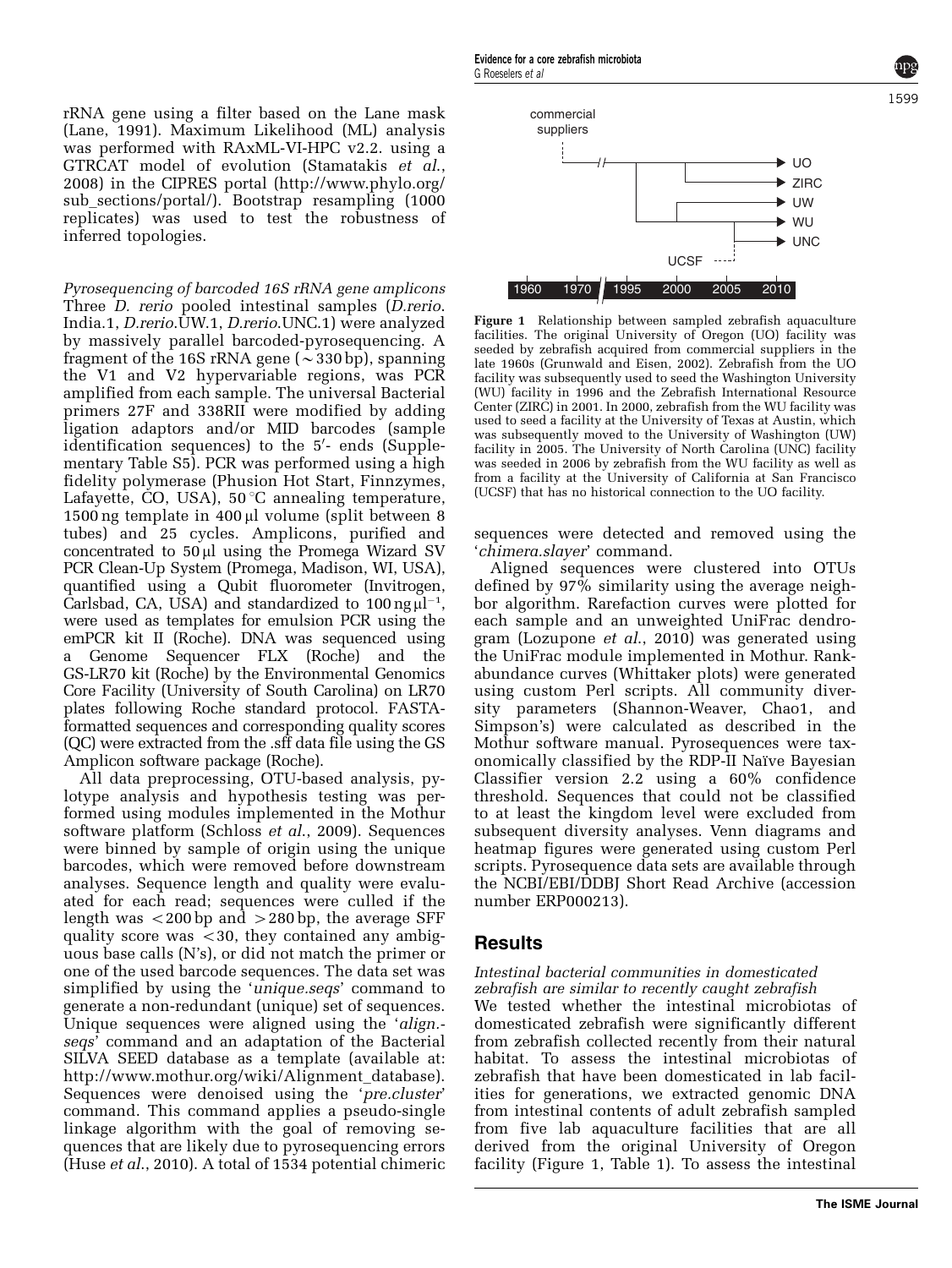rRNA gene using a filter based on the Lane mask (Lane, 1991). Maximum Likelihood (ML) analysis was performed with RAxML-VI-HPC v2.2. using a GTRCAT model of evolution (Stamatakis *et al.*, 2008) in the CIPRES portal (http://www.phylo.org/sub_sections/portal/). Bootstrap resampling (1000 replicates) was used to test the robustness of inferred topologies.

*Pyrosequencing of barcoded 16S rRNA gene amplicons*
Three *D. rerio* pooled intestinal samples (*D.rerio.*India.1, *D.rerio.*UW.1, *D.rerio.*UNC.1) were analyzed by massively parallel barcoded-pyrosequencing. A fragment of the 16S rRNA gene (~330 bp), spanning the V1 and V2 hypervariable regions, was PCR amplified from each sample. The universal Bacterial primers 27F and 338RII were modified by adding ligation adaptors and/or MID barcodes (sample identification sequences) to the 5′- ends (Supplementary Table S5). PCR was performed using a high fidelity polymerase (Phusion Hot Start, Finnzymes, Lafayette, CO, USA), 50 °C annealing temperature, 1500 ng template in 400 μl volume (split between 8 tubes) and 25 cycles. Amplicons, purified and concentrated to 50 μl using the Promega Wizard SV PCR Clean-Up System (Promega, Madison, WI, USA), quantified using a Qubit fluorometer (Invitrogen, Carlsbad, CA, USA) and standardized to 100 ng μl$^{-1}$, were used as templates for emulsion PCR using the emPCR kit II (Roche). DNA was sequenced using a Genome Sequencer FLX (Roche) and the GS-LR70 kit (Roche) by the Environmental Genomics Core Facility (University of South Carolina) on LR70 plates following Roche standard protocol. FASTA-formatted sequences and corresponding quality scores (QC) were extracted from the .sff data file using the GS Amplicon software package (Roche).

All data preprocessing, OTU-based analysis, pylotype analysis and hypothesis testing was performed using modules implemented in the Mothur software platform (Schloss *et al.*, 2009). Sequences were binned by sample of origin using the unique barcodes, which were removed before downstream analyses. Sequence length and quality were evaluated for each read; sequences were culled if the length was <200 bp and >280 bp, the average SFF quality score was <30, they contained any ambiguous base calls (N's), or did not match the primer or one of the used barcode sequences. The data set was simplified by using the '*unique.seqs*' command to generate a non-redundant (unique) set of sequences. Unique sequences were aligned using the '*align.seqs*' command and an adaptation of the Bacterial SILVA SEED database as a template (available at: http://www.mothur.org/wiki/Alignment_database). Sequences were denoised using the '*pre.cluster*' command. This command applies a pseudo-single linkage algorithm with the goal of removing sequences that are likely due to pyrosequencing errors (Huse *et al.*, 2010). A total of 1534 potential chimeric sequences were detected and removed using the '*chimera.slayer*' command.

**Figure 1** Relationship between sampled zebrafish aquaculture facilities. The original University of Oregon (UO) facility was seeded by zebrafish acquired from commercial suppliers in the late 1960s (Grunwald and Eisen, 2002). Zebrafish from the UO facility was subsequently used to seed the Washington University (WU) facility in 1996 and the Zebrafish International Resource Center (ZIRC) in 2001. In 2000, zebrafish from the WU facility was used to seed a facility at the University of Texas at Austin, which was subsequently moved to the University of Washington (UW) facility in 2005. The University of North Carolina (UNC) facility was seeded in 2006 by zebrafish from the WU facility as well as from a facility at the University of California at San Francisco (UCSF) that has no historical connection to the UO facility.

Aligned sequences were clustered into OTUs defined by 97% similarity using the average neighbor algorithm. Rarefaction curves were plotted for each sample and an unweighted UniFrac dendrogram (Lozupone *et al.*, 2010) was generated using the UniFrac module implemented in Mothur. Rank-abundance curves (Whittaker plots) were generated using custom Perl scripts. All community diversity parameters (Shannon-Weaver, Chao1, and Simpson's) were calculated as described in the Mothur software manual. Pyrosequences were taxonomically classified by the RDP-II Naïve Bayesian Classifier version 2.2 using a 60% confidence threshold. Sequences that could not be classified to at least the kingdom level were excluded from subsequent diversity analyses. Venn diagrams and heatmap figures were generated using custom Perl scripts. Pyrosequence data sets are available through the NCBI/EBI/DDBJ Short Read Archive (accession number ERP000213).

## Results

*Intestinal bacterial communities in domesticated zebrafish are similar to recently caught zebrafish*
We tested whether the intestinal microbiotas of domesticated zebrafish were significantly different from zebrafish collected recently from their natural habitat. To assess the intestinal microbiotas of zebrafish that have been domesticated in lab facilities for generations, we extracted genomic DNA from intestinal contents of adult zebrafish sampled from five lab aquaculture facilities that are all derived from the original University of Oregon facility (Figure 1, Table 1). To assess the intestinal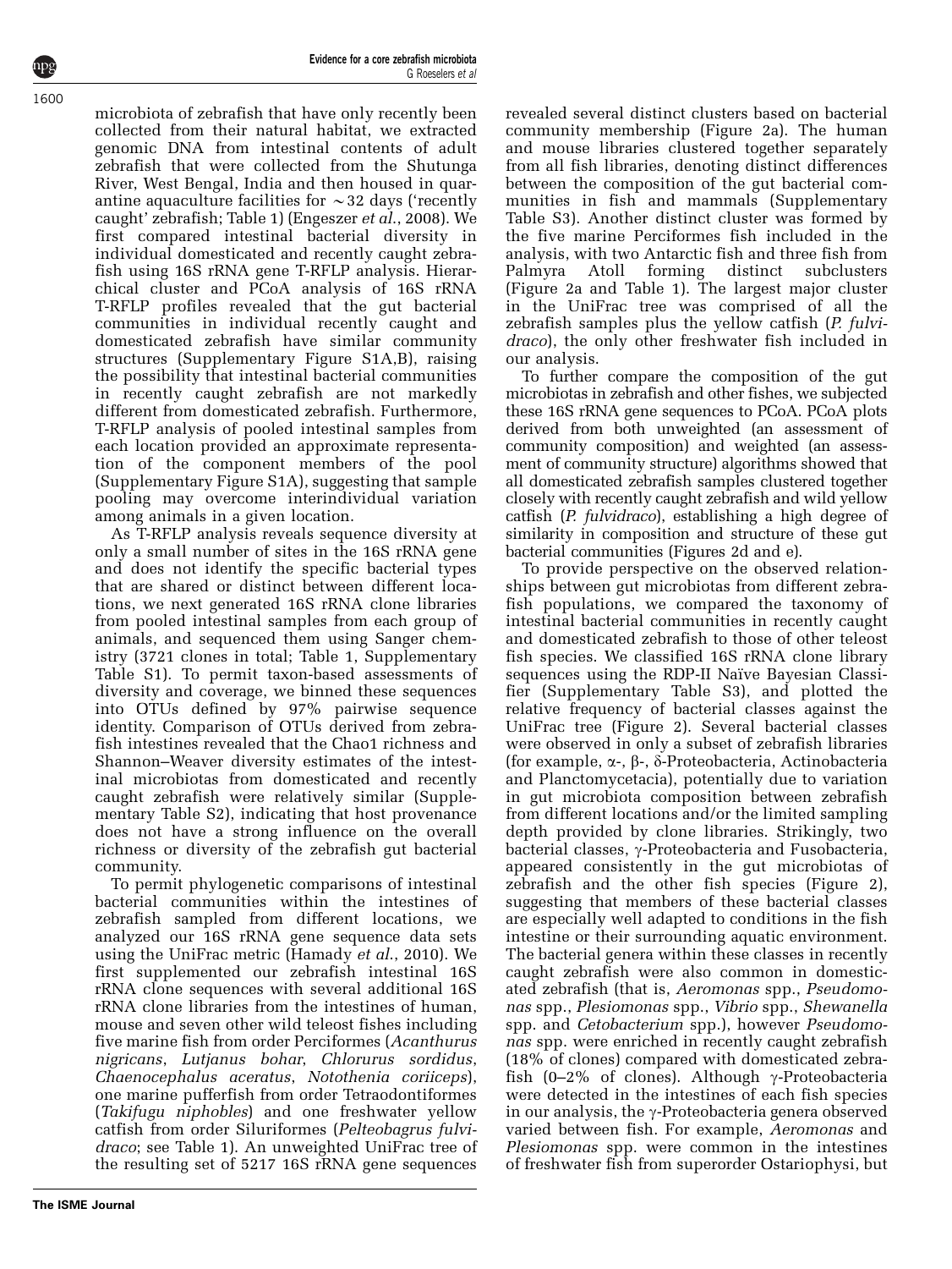microbiota of zebrafish that have only recently been collected from their natural habitat, we extracted genomic DNA from intestinal contents of adult zebrafish that were collected from the Shutunga River, West Bengal, India and then housed in quarantine aquaculture facilities for ~32 days ('recently caught' zebrafish; Table 1) (Engeszer *et al.*, 2008). We first compared intestinal bacterial diversity in individual domesticated and recently caught zebrafish using 16S rRNA gene T-RFLP analysis. Hierarchical cluster and PCoA analysis of 16S rRNA T-RFLP profiles revealed that the gut bacterial communities in individual recently caught and domesticated zebrafish have similar community structures (Supplementary Figure S1A,B), raising the possibility that intestinal bacterial communities in recently caught zebrafish are not markedly different from domesticated zebrafish. Furthermore, T-RFLP analysis of pooled intestinal samples from each location provided an approximate representation of the component members of the pool (Supplementary Figure S1A), suggesting that sample pooling may overcome interindividual variation among animals in a given location.

As T-RFLP analysis reveals sequence diversity at only a small number of sites in the 16S rRNA gene and does not identify the specific bacterial types that are shared or distinct between different locations, we next generated 16S rRNA clone libraries from pooled intestinal samples from each group of animals, and sequenced them using Sanger chemistry (3721 clones in total; Table 1, Supplementary Table S1). To permit taxon-based assessments of diversity and coverage, we binned these sequences into OTUs defined by 97% pairwise sequence identity. Comparison of OTUs derived from zebrafish intestines revealed that the Chao1 richness and Shannon–Weaver diversity estimates of the intestinal microbiotas from domesticated and recently caught zebrafish were relatively similar (Supplementary Table S2), indicating that host provenance does not have a strong influence on the overall richness or diversity of the zebrafish gut bacterial community.

To permit phylogenetic comparisons of intestinal bacterial communities within the intestines of zebrafish sampled from different locations, we analyzed our 16S rRNA gene sequence data sets using the UniFrac metric (Hamady *et al.*, 2010). We first supplemented our zebrafish intestinal 16S rRNA clone sequences with several additional 16S rRNA clone libraries from the intestines of human, mouse and seven other wild teleost fishes including five marine fish from order Perciformes (*Acanthurus nigricans*, *Lutjanus bohar*, *Chlorurus sordidus*, *Chaenocephalus aceratus*, *Notothenia coriiceps*), one marine pufferfish from order Tetraodontiformes (*Takifugu niphobles*) and one freshwater yellow catfish from order Siluriformes (*Pelteobagrus fulvidraco*; see Table 1). An unweighted UniFrac tree of the resulting set of 5217 16S rRNA gene sequences revealed several distinct clusters based on bacterial community membership (Figure 2a). The human and mouse libraries clustered together separately from all fish libraries, denoting distinct differences between the composition of the gut bacterial communities in fish and mammals (Supplementary Table S3). Another distinct cluster was formed by the five marine Perciformes fish included in the analysis, with two Antarctic fish and three fish from Palmyra Atoll forming distinct subclusters (Figure 2a and Table 1). The largest major cluster in the UniFrac tree was comprised of all the zebrafish samples plus the yellow catfish (*P. fulvidraco*), the only other freshwater fish included in our analysis.

To further compare the composition of the gut microbiotas in zebrafish and other fishes, we subjected these 16S rRNA gene sequences to PCoA. PCoA plots derived from both unweighted (an assessment of community composition) and weighted (an assessment of community structure) algorithms showed that all domesticated zebrafish samples clustered together closely with recently caught zebrafish and wild yellow catfish (*P. fulvidraco*), establishing a high degree of similarity in composition and structure of these gut bacterial communities (Figures 2d and e).

To provide perspective on the observed relationships between gut microbiotas from different zebrafish populations, we compared the taxonomy of intestinal bacterial communities in recently caught and domesticated zebrafish to those of other teleost fish species. We classified 16S rRNA clone library sequences using the RDP-II Naïve Bayesian Classifier (Supplementary Table S3), and plotted the relative frequency of bacterial classes against the UniFrac tree (Figure 2). Several bacterial classes were observed in only a subset of zebrafish libraries (for example, α-, β-, δ-Proteobacteria, Actinobacteria and Planctomycetacia), potentially due to variation in gut microbiota composition between zebrafish from different locations and/or the limited sampling depth provided by clone libraries. Strikingly, two bacterial classes, γ-Proteobacteria and Fusobacteria, appeared consistently in the gut microbiotas of zebrafish and the other fish species (Figure 2), suggesting that members of these bacterial classes are especially well adapted to conditions in the fish intestine or their surrounding aquatic environment. The bacterial genera within these classes in recently caught zebrafish were also common in domesticated zebrafish (that is, *Aeromonas* spp., *Pseudomonas* spp., *Plesiomonas* spp., *Vibrio* spp., *Shewanella* spp. and *Cetobacterium* spp.), however *Pseudomonas* spp. were enriched in recently caught zebrafish (18% of clones) compared with domesticated zebrafish (0–2% of clones). Although γ-Proteobacteria were detected in the intestines of each fish species in our analysis, the γ-Proteobacteria genera observed varied between fish. For example, *Aeromonas* and *Plesiomonas* spp. were common in the intestines of freshwater fish from superorder Ostariophysi, but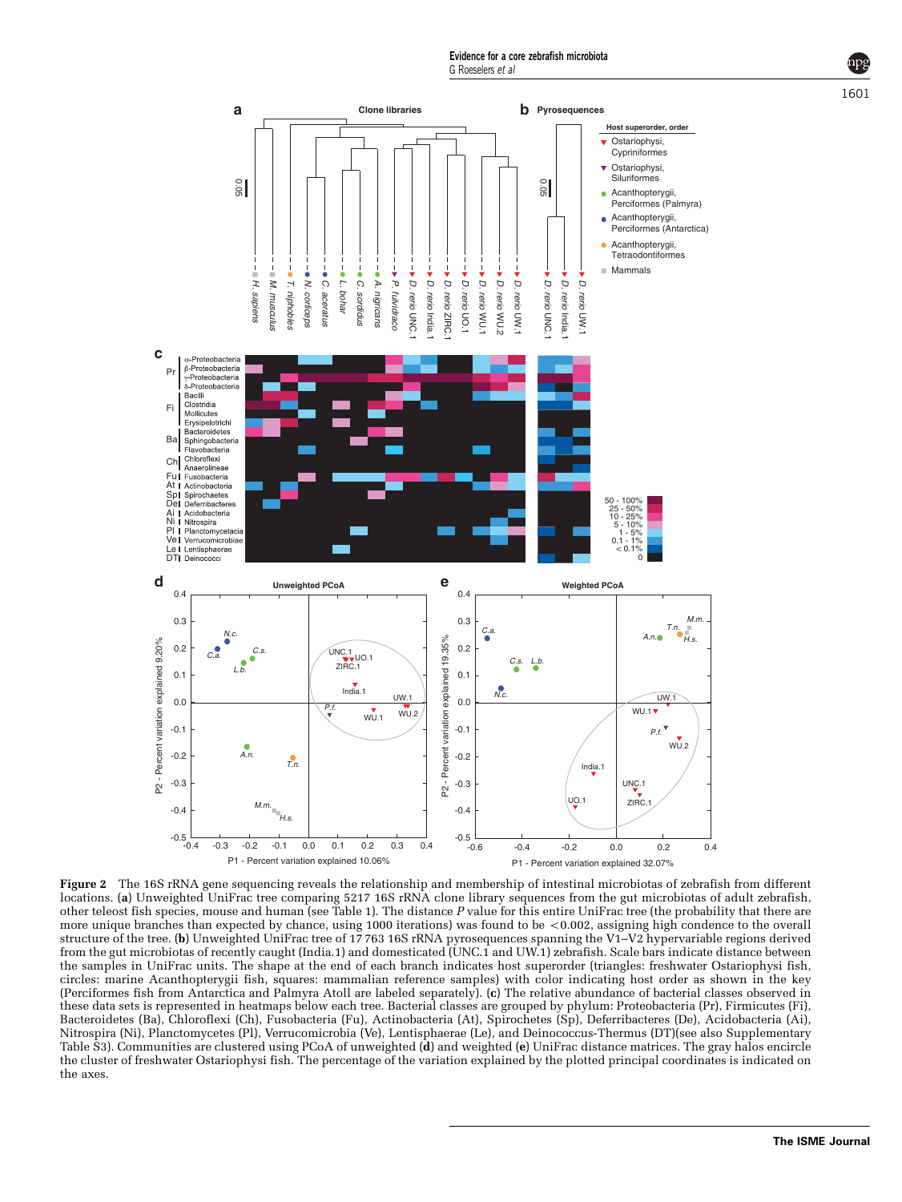**Figure 2** The 16S rRNA gene sequencing reveals the relationship and membership of intestinal microbiotas of zebrafish from different locations. (**a**) Unweighted UniFrac tree comparing 5217 16S rRNA clone library sequences from the gut microbiotas of adult zebrafish, other teleost fish species, mouse and human (see Table 1). The distance *P* value for this entire UniFrac tree (the probability that there are more unique branches than expected by chance, using 1000 iterations) was found to be <0.002, assigning high condence to the overall structure of the tree. (**b**) Unweighted UniFrac tree of 17 763 16S rRNA pyrosequences spanning the V1–V2 hypervariable regions derived from the gut microbiotas of recently caught (India.1) and domesticated (UNC.1 and UW.1) zebrafish. Scale bars indicate distance between the samples in UniFrac units. The shape at the end of each branch indicates host superorder (triangles: freshwater Ostariophysi fish, circles: marine Acanthopterygii fish, squares: mammalian reference samples) with color indicating host order as shown in the key (Perciformes fish from Antarctica and Palmyra Atoll are labeled separately). (**c**) The relative abundance of bacterial classes observed in these data sets is represented in heatmaps below each tree. Bacterial classes are grouped by phylum: Proteobacteria (Pr), Firmicutes (Fi), Bacteroidetes (Ba), Chloroflexi (Ch), Fusobacteria (Fu), Actinobacteria (At), Spirochetes (Sp), Deferribacteres (De), Acidobacteria (Ai), Nitrospira (Ni), Planctomycetes (Pl), Verrucomicrobia (Ve), Lentisphaerae (Le), and Deinococcus-Thermus (DT)(see also Supplementary Table S3). Communities are clustered using PCoA of unweighted (**d**) and weighted (**e**) UniFrac distance matrices. The gray halos encircle the cluster of freshwater Ostariophysi fish. The percentage of the variation explained by the plotted principal coordinates is indicated on the axes.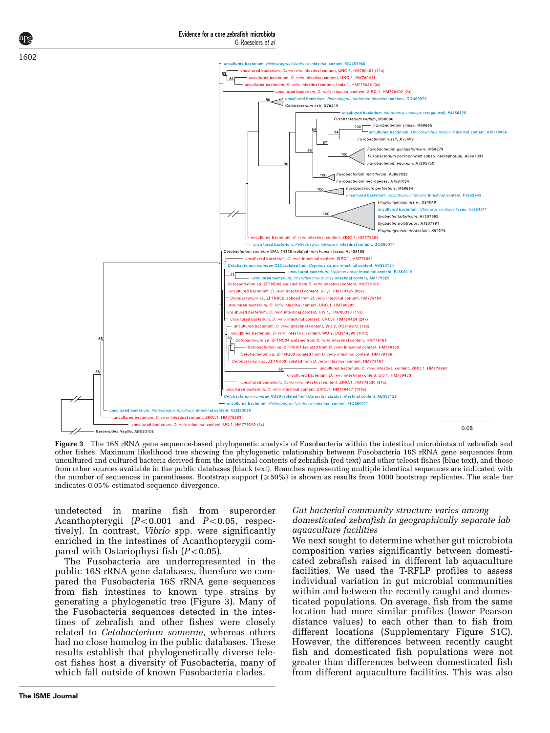**Figure 3** The 16S rRNA gene sequence-based phylogenetic analysis of Fusobacteria within the intestinal microbiotas of zebrafish and other fishes. Maximum likelihood tree showing the phylogenetic relationship between Fusobacteria 16S rRNA gene sequences from uncultured and cultured bacteria derived from the intestinal contents of zebrafish (red text) and other teleost fishes (blue text), and those from other sources available in the public databases (black text). Branches representing multiple identical sequences are indicated with the number of sequences in parentheses. Bootstrap support (⩾50%) is shown as results from 1000 bootstrap replicates. The scale bar indicates 0.05% estimated sequence divergence.

undetected in marine fish from superorder Acanthopterygii ($P<0.001$ and $P<0.05$, respectively). In contrast, *Vibrio* spp. were significantly enriched in the intestines of Acanthopterygii compared with Ostariophysi fish ($P<0.05$).

The Fusobacteria are underrepresented in the public 16S rRNA gene databases, therefore we compared the Fusobacteria 16S rRNA gene sequences from fish intestines to known type strains by generating a phylogenetic tree (Figure 3). Many of the Fusobacteria sequences detected in the intestines of zebrafish and other fishes were closely related to *Cetobacterium somerae*, whereas others had no close homolog in the public databases. These results establish that phylogenetically diverse teleost fishes host a diversity of Fusobacteria, many of which fall outside of known Fusobacteria clades.

*Gut bacterial community structure varies among domesticated zebrafish in geographically separate lab aquaculture facilities*

We next sought to determine whether gut microbiota composition varies significantly between domesticated zebrafish raised in different lab aquaculture facilities. We used the T-RFLP profiles to assess individual variation in gut microbial communities within and between the recently caught and domesticated populations. On average, fish from the same location had more similar profiles (lower Pearson distance values) to each other than to fish from different locations (Supplementary Figure S1C). However, the differences between recently caught fish and domesticated fish populations were not greater than differences between domesticated fish from different aquaculture facilities. This was also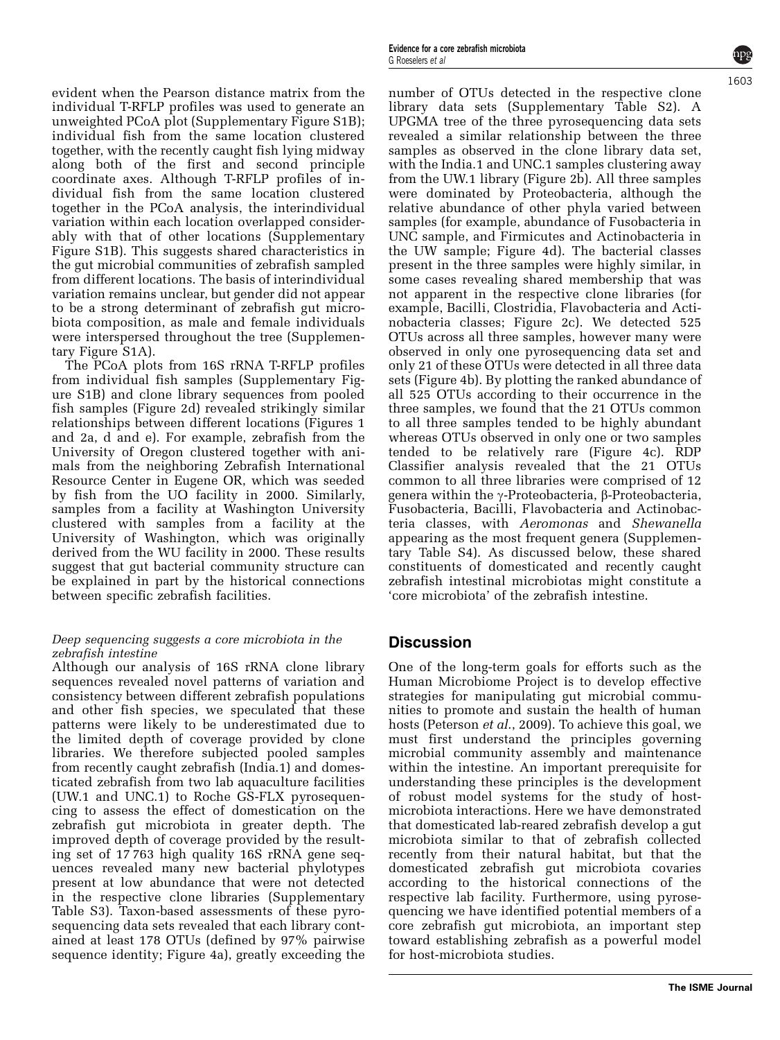evident when the Pearson distance matrix from the individual T-RFLP profiles was used to generate an unweighted PCoA plot (Supplementary Figure S1B); individual fish from the same location clustered together, with the recently caught fish lying midway along both of the first and second principle coordinate axes. Although T-RFLP profiles of individual fish from the same location clustered together in the PCoA analysis, the interindividual variation within each location overlapped considerably with that of other locations (Supplementary Figure S1B). This suggests shared characteristics in the gut microbial communities of zebrafish sampled from different locations. The basis of interindividual variation remains unclear, but gender did not appear to be a strong determinant of zebrafish gut microbiota composition, as male and female individuals were interspersed throughout the tree (Supplementary Figure S1A).

The PCoA plots from 16S rRNA T-RFLP profiles from individual fish samples (Supplementary Figure S1B) and clone library sequences from pooled fish samples (Figure 2d) revealed strikingly similar relationships between different locations (Figures 1 and 2a, d and e). For example, zebrafish from the University of Oregon clustered together with animals from the neighboring Zebrafish International Resource Center in Eugene OR, which was seeded by fish from the UO facility in 2000. Similarly, samples from a facility at Washington University clustered with samples from a facility at the University of Washington, which was originally derived from the WU facility in 2000. These results suggest that gut bacterial community structure can be explained in part by the historical connections between specific zebrafish facilities.

### *Deep sequencing suggests a core microbiota in the zebrafish intestine*

Although our analysis of 16S rRNA clone library sequences revealed novel patterns of variation and consistency between different zebrafish populations and other fish species, we speculated that these patterns were likely to be underestimated due to the limited depth of coverage provided by clone libraries. We therefore subjected pooled samples from recently caught zebrafish (India.1) and domesticated zebrafish from two lab aquaculture facilities (UW.1 and UNC.1) to Roche GS-FLX pyrosequencing to assess the effect of domestication on the zebrafish gut microbiota in greater depth. The improved depth of coverage provided by the resulting set of 17 763 high quality 16S rRNA gene sequences revealed many new bacterial phylotypes present at low abundance that were not detected in the respective clone libraries (Supplementary Table S3). Taxon-based assessments of these pyrosequencing data sets revealed that each library contained at least 178 OTUs (defined by 97% pairwise sequence identity; Figure 4a), greatly exceeding the number of OTUs detected in the respective clone library data sets (Supplementary Table S2). A UPGMA tree of the three pyrosequencing data sets revealed a similar relationship between the three samples as observed in the clone library data set, with the India.1 and UNC.1 samples clustering away from the UW.1 library (Figure 2b). All three samples were dominated by Proteobacteria, although the relative abundance of other phyla varied between samples (for example, abundance of Fusobacteria in UNC sample, and Firmicutes and Actinobacteria in the UW sample; Figure 4d). The bacterial classes present in the three samples were highly similar, in some cases revealing shared membership that was not apparent in the respective clone libraries (for example, Bacilli, Clostridia, Flavobacteria and Actinobacteria classes; Figure 2c). We detected 525 OTUs across all three samples, however many were observed in only one pyrosequencing data set and only 21 of these OTUs were detected in all three data sets (Figure 4b). By plotting the ranked abundance of all 525 OTUs according to their occurrence in the three samples, we found that the 21 OTUs common to all three samples tended to be highly abundant whereas OTUs observed in only one or two samples tended to be relatively rare (Figure 4c). RDP Classifier analysis revealed that the 21 OTUs common to all three libraries were comprised of 12 genera within the γ-Proteobacteria, β-Proteobacteria, Fusobacteria, Bacilli, Flavobacteria and Actinobacteria classes, with *Aeromonas* and *Shewanella* appearing as the most frequent genera (Supplementary Table S4). As discussed below, these shared constituents of domesticated and recently caught zebrafish intestinal microbiotas might constitute a 'core microbiota' of the zebrafish intestine.

## Discussion

One of the long-term goals for efforts such as the Human Microbiome Project is to develop effective strategies for manipulating gut microbial communities to promote and sustain the health of human hosts (Peterson *et al.*, 2009). To achieve this goal, we must first understand the principles governing microbial community assembly and maintenance within the intestine. An important prerequisite for understanding these principles is the development of robust model systems for the study of host-microbiota interactions. Here we have demonstrated that domesticated lab-reared zebrafish develop a gut microbiota similar to that of zebrafish collected recently from their natural habitat, but that the domesticated zebrafish gut microbiota covaries according to the historical connections of the respective lab facility. Furthermore, using pyrosequencing we have identified potential members of a core zebrafish gut microbiota, an important step toward establishing zebrafish as a powerful model for host-microbiota studies.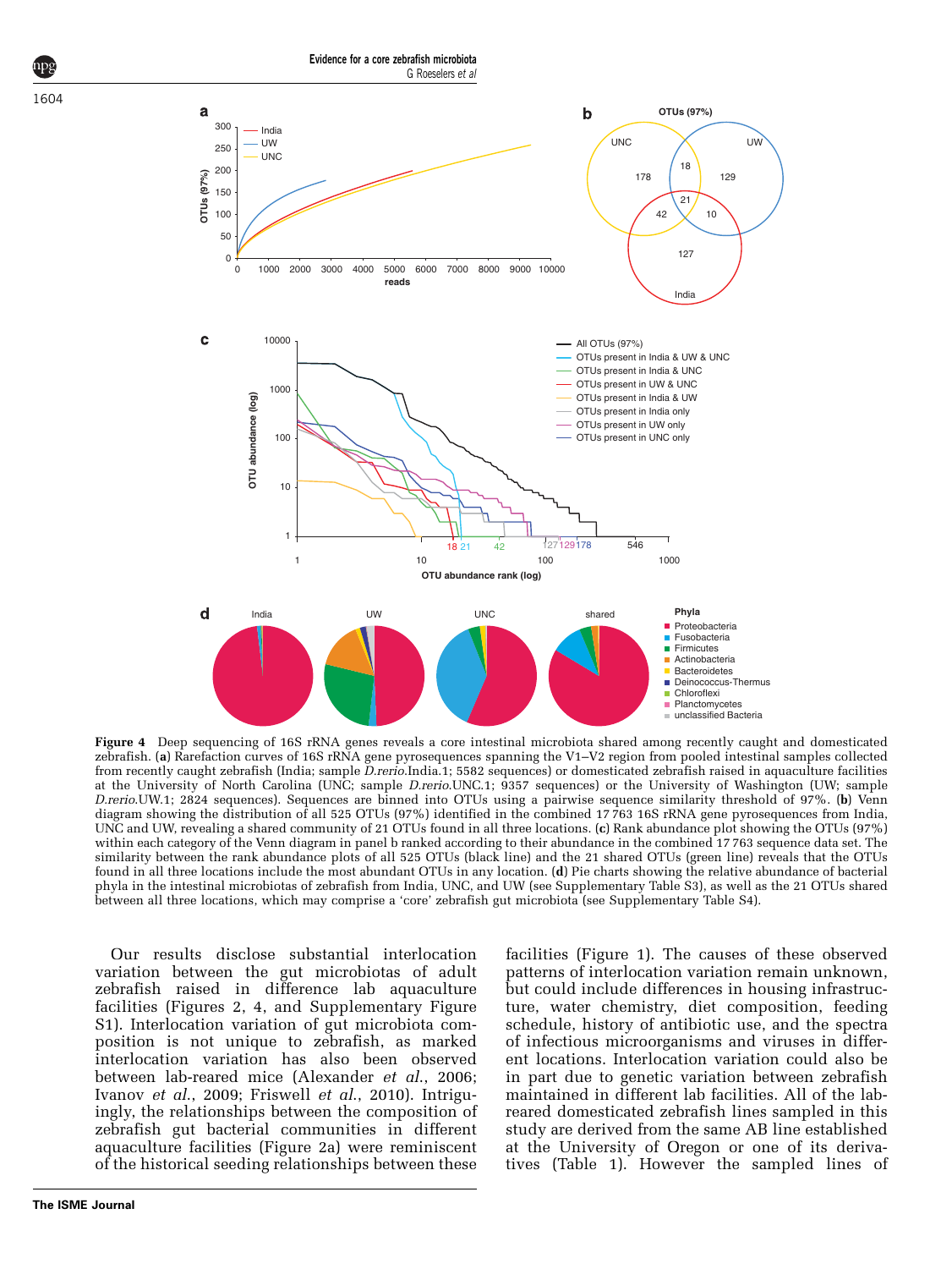**Figure 4** Deep sequencing of 16S rRNA genes reveals a core intestinal microbiota shared among recently caught and domesticated zebrafish. (**a**) Rarefaction curves of 16S rRNA gene pyrosequences spanning the V1–V2 region from pooled intestinal samples collected from recently caught zebrafish (India; sample *D.rerio*.India.1; 5582 sequences) or domesticated zebrafish raised in aquaculture facilities at the University of North Carolina (UNC; sample *D.rerio*.UNC.1; 9357 sequences) or the University of Washington (UW; sample *D.rerio*.UW.1; 2824 sequences). Sequences are binned into OTUs using a pairwise sequence similarity threshold of 97%. (**b**) Venn diagram showing the distribution of all 525 OTUs (97%) identified in the combined 17 763 16S rRNA gene pyrosequences from India, UNC and UW, revealing a shared community of 21 OTUs found in all three locations. (**c**) Rank abundance plot showing the OTUs (97%) within each category of the Venn diagram in panel b ranked according to their abundance in the combined 17 763 sequence data set. The similarity between the rank abundance plots of all 525 OTUs (black line) and the 21 shared OTUs (green line) reveals that the OTUs found in all three locations include the most abundant OTUs in any location. (**d**) Pie charts showing the relative abundance of bacterial phyla in the intestinal microbiotas of zebrafish from India, UNC, and UW (see Supplementary Table S3), as well as the 21 OTUs shared between all three locations, which may comprise a 'core' zebrafish gut microbiota (see Supplementary Table S4).

Our results disclose substantial interlocation variation between the gut microbiotas of adult zebrafish raised in difference lab aquaculture facilities (Figures 2, 4, and Supplementary Figure S1). Interlocation variation of gut microbiota composition is not unique to zebrafish, as marked interlocation variation has also been observed between lab-reared mice (Alexander *et al.*, 2006; Ivanov *et al.*, 2009; Friswell *et al.*, 2010). Intriguingly, the relationships between the composition of zebrafish gut bacterial communities in different aquaculture facilities (Figure 2a) were reminiscent of the historical seeding relationships between these facilities (Figure 1). The causes of these observed patterns of interlocation variation remain unknown, but could include differences in housing infrastructure, water chemistry, diet composition, feeding schedule, history of antibiotic use, and the spectra of infectious microorganisms and viruses in different locations. Interlocation variation could also be in part due to genetic variation between zebrafish maintained in different lab facilities. All of the lab-reared domesticated zebrafish lines sampled in this study are derived from the same AB line established at the University of Oregon or one of its derivatives (Table 1). However the sampled lines of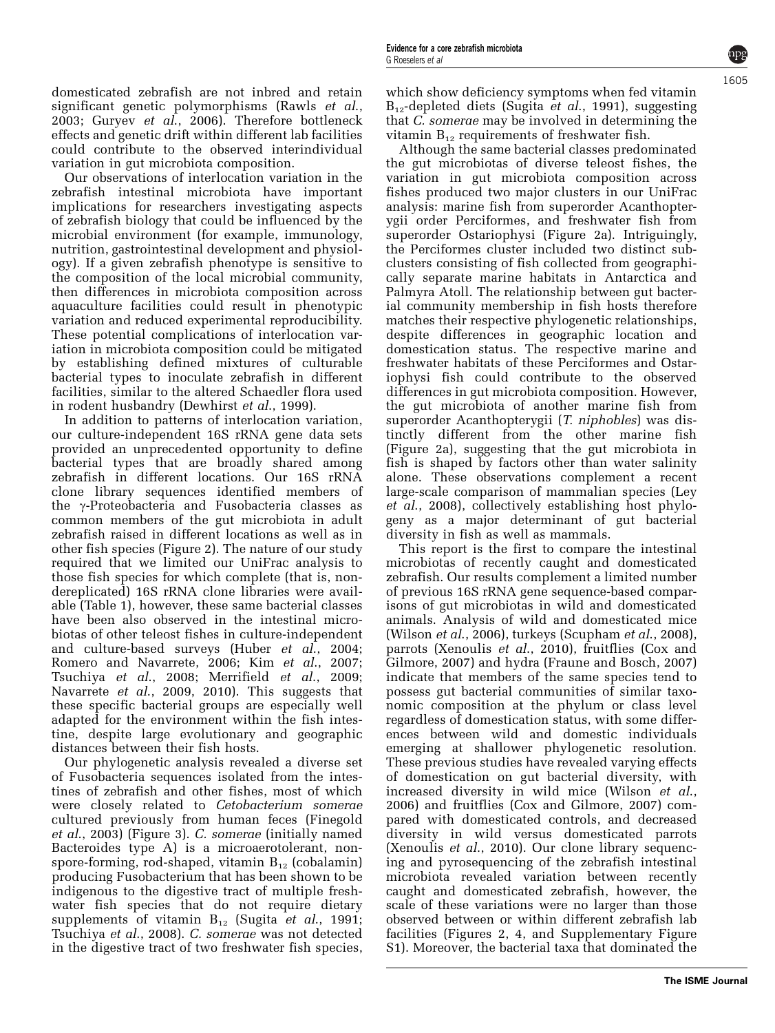domesticated zebrafish are not inbred and retain significant genetic polymorphisms (Rawls *et al.*, 2003; Guryev *et al.*, 2006). Therefore bottleneck effects and genetic drift within different lab facilities could contribute to the observed interindividual variation in gut microbiota composition.

Our observations of interlocation variation in the zebrafish intestinal microbiota have important implications for researchers investigating aspects of zebrafish biology that could be influenced by the microbial environment (for example, immunology, nutrition, gastrointestinal development and physiology). If a given zebrafish phenotype is sensitive to the composition of the local microbial community, then differences in microbiota composition across aquaculture facilities could result in phenotypic variation and reduced experimental reproducibility. These potential complications of interlocation variation in microbiota composition could be mitigated by establishing defined mixtures of culturable bacterial types to inoculate zebrafish in different facilities, similar to the altered Schaedler flora used in rodent husbandry (Dewhirst *et al.*, 1999).

In addition to patterns of interlocation variation, our culture-independent 16S rRNA gene data sets provided an unprecedented opportunity to define bacterial types that are broadly shared among zebrafish in different locations. Our 16S rRNA clone library sequences identified members of the γ-Proteobacteria and Fusobacteria classes as common members of the gut microbiota in adult zebrafish raised in different locations as well as in other fish species (Figure 2). The nature of our study required that we limited our UniFrac analysis to those fish species for which complete (that is, non-dereplicated) 16S rRNA clone libraries were available (Table 1), however, these same bacterial classes have been also observed in the intestinal microbiotas of other teleost fishes in culture-independent and culture-based surveys (Huber *et al.*, 2004; Romero and Navarrete, 2006; Kim *et al.*, 2007; Tsuchiya *et al.*, 2008; Merrifield *et al.*, 2009; Navarrete *et al.*, 2009, 2010). This suggests that these specific bacterial groups are especially well adapted for the environment within the fish intestine, despite large evolutionary and geographic distances between their fish hosts.

Our phylogenetic analysis revealed a diverse set of Fusobacteria sequences isolated from the intestines of zebrafish and other fishes, most of which were closely related to *Cetobacterium somerae* cultured previously from human feces (Finegold *et al.*, 2003) (Figure 3). *C. somerae* (initially named Bacteroides type A) is a microaerotolerant, non-spore-forming, rod-shaped, vitamin $B_{12}$ (cobalamin) producing Fusobacterium that has been shown to be indigenous to the digestive tract of multiple freshwater fish species that do not require dietary supplements of vitamin $B_{12}$ (Sugita *et al.*, 1991; Tsuchiya *et al.*, 2008). *C. somerae* was not detected in the digestive tract of two freshwater fish species, which show deficiency symptoms when fed vitamin $B_{12}$-depleted diets (Sugita *et al.*, 1991), suggesting that *C. somerae* may be involved in determining the vitamin $B_{12}$ requirements of freshwater fish.

Although the same bacterial classes predominated the gut microbiotas of diverse teleost fishes, the variation in gut microbiota composition across fishes produced two major clusters in our UniFrac analysis: marine fish from superorder Acanthopterygii order Perciformes, and freshwater fish from superorder Ostariophysi (Figure 2a). Intriguingly, the Perciformes cluster included two distinct subclusters consisting of fish collected from geographically separate marine habitats in Antarctica and Palmyra Atoll. The relationship between gut bacterial community membership in fish hosts therefore matches their respective phylogenetic relationships, despite differences in geographic location and domestication status. The respective marine and freshwater habitats of these Perciformes and Ostariophysi fish could contribute to the observed differences in gut microbiota composition. However, the gut microbiota of another marine fish from superorder Acanthopterygii (*T. niphobles*) was distinctly different from the other marine fish (Figure 2a), suggesting that the gut microbiota in fish is shaped by factors other than water salinity alone. These observations complement a recent large-scale comparison of mammalian species (Ley *et al.*, 2008), collectively establishing host phylogeny as a major determinant of gut bacterial diversity in fish as well as mammals.

This report is the first to compare the intestinal microbiotas of recently caught and domesticated zebrafish. Our results complement a limited number of previous 16S rRNA gene sequence-based comparisons of gut microbiotas in wild and domesticated animals. Analysis of wild and domesticated mice (Wilson *et al.*, 2006), turkeys (Scupham *et al.*, 2008), parrots (Xenoulis *et al.*, 2010), fruitflies (Cox and Gilmore, 2007) and hydra (Fraune and Bosch, 2007) indicate that members of the same species tend to possess gut bacterial communities of similar taxonomic composition at the phylum or class level regardless of domestication status, with some differences between wild and domestic individuals emerging at shallower phylogenetic resolution. These previous studies have revealed varying effects of domestication on gut bacterial diversity, with increased diversity in wild mice (Wilson *et al.*, 2006) and fruitflies (Cox and Gilmore, 2007) compared with domesticated controls, and decreased diversity in wild versus domesticated parrots (Xenoulis *et al.*, 2010). Our clone library sequencing and pyrosequencing of the zebrafish intestinal microbiota revealed variation between recently caught and domesticated zebrafish, however, the scale of these variations were no larger than those observed between or within different zebrafish lab facilities (Figures 2, 4, and Supplementary Figure S1). Moreover, the bacterial taxa that dominated the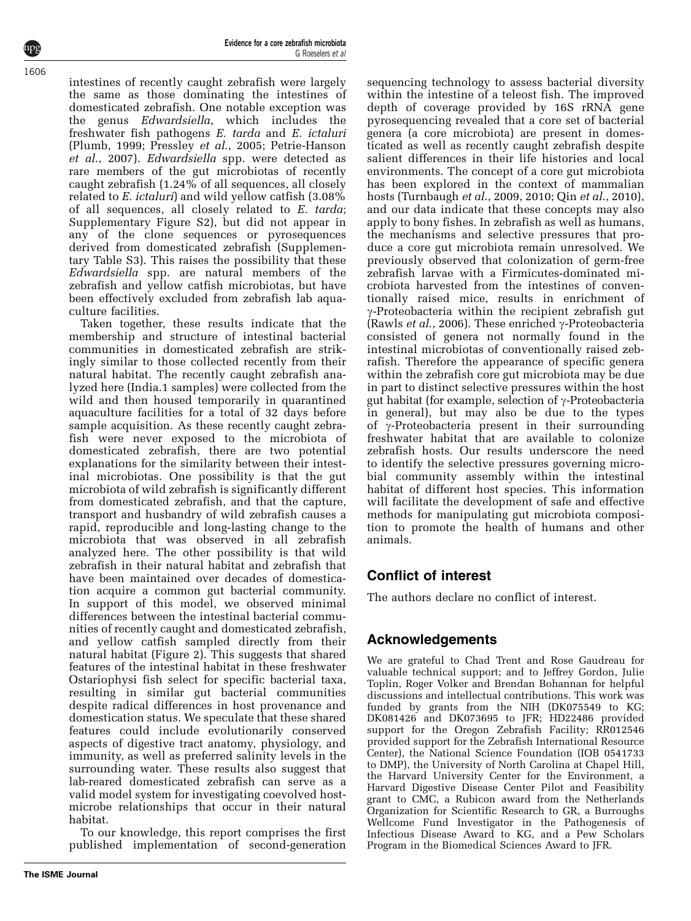intestines of recently caught zebrafish were largely the same as those dominating the intestines of domesticated zebrafish. One notable exception was the genus *Edwardsiella*, which includes the freshwater fish pathogens *E. tarda* and *E. ictaluri* (Plumb, 1999; Pressley *et al.*, 2005; Petrie-Hanson *et al.*, 2007). *Edwardsiella* spp. were detected as rare members of the gut microbiotas of recently caught zebrafish (1.24% of all sequences, all closely related to *E. ictaluri*) and wild yellow catfish (3.08% of all sequences, all closely related to *E. tarda*; Supplementary Figure S2), but did not appear in any of the clone sequences or pyrosequences derived from domesticated zebrafish (Supplementary Table S3). This raises the possibility that these *Edwardsiella* spp. are natural members of the zebrafish and yellow catfish microbiotas, but have been effectively excluded from zebrafish lab aquaculture facilities.

Taken together, these results indicate that the membership and structure of intestinal bacterial communities in domesticated zebrafish are strikingly similar to those collected recently from their natural habitat. The recently caught zebrafish analyzed here (India.1 samples) were collected from the wild and then housed temporarily in quarantined aquaculture facilities for a total of 32 days before sample acquisition. As these recently caught zebrafish were never exposed to the microbiota of domesticated zebrafish, there are two potential explanations for the similarity between their intestinal microbiotas. One possibility is that the gut microbiota of wild zebrafish is significantly different from domesticated zebrafish, and that the capture, transport and husbandry of wild zebrafish causes a rapid, reproducible and long-lasting change to the microbiota that was observed in all zebrafish analyzed here. The other possibility is that wild zebrafish in their natural habitat and zebrafish that have been maintained over decades of domestication acquire a common gut bacterial community. In support of this model, we observed minimal differences between the intestinal bacterial communities of recently caught and domesticated zebrafish, and yellow catfish sampled directly from their natural habitat (Figure 2). This suggests that shared features of the intestinal habitat in these freshwater Ostariophysi fish select for specific bacterial taxa, resulting in similar gut bacterial communities despite radical differences in host provenance and domestication status. We speculate that these shared features could include evolutionarily conserved aspects of digestive tract anatomy, physiology, and immunity, as well as preferred salinity levels in the surrounding water. These results also suggest that lab-reared domesticated zebrafish can serve as a valid model system for investigating coevolved host-microbe relationships that occur in their natural habitat.

To our knowledge, this report comprises the first published implementation of second-generation sequencing technology to assess bacterial diversity within the intestine of a teleost fish. The improved depth of coverage provided by 16S rRNA gene pyrosequencing revealed that a core set of bacterial genera (a core microbiota) are present in domesticated as well as recently caught zebrafish despite salient differences in their life histories and local environments. The concept of a core gut microbiota has been explored in the context of mammalian hosts (Turnbaugh *et al.*, 2009, 2010; Qin *et al.*, 2010), and our data indicate that these concepts may also apply to bony fishes. In zebrafish as well as humans, the mechanisms and selective pressures that produce a core gut microbiota remain unresolved. We previously observed that colonization of germ-free zebrafish larvae with a Firmicutes-dominated microbiota harvested from the intestines of conventionally raised mice, results in enrichment of $\gamma$-Proteobacteria within the recipient zebrafish gut (Rawls *et al.*, 2006). These enriched $\gamma$-Proteobacteria consisted of genera not normally found in the intestinal microbiotas of conventionally raised zebrafish. Therefore the appearance of specific genera within the zebrafish core gut microbiota may be due in part to distinct selective pressures within the host gut habitat (for example, selection of $\gamma$-Proteobacteria in general), but may also be due to the types of $\gamma$-Proteobacteria present in their surrounding freshwater habitat that are available to colonize zebrafish hosts. Our results underscore the need to identify the selective pressures governing microbial community assembly within the intestinal habitat of different host species. This information will facilitate the development of safe and effective methods for manipulating gut microbiota composition to promote the health of humans and other animals.

## Conflict of interest

The authors declare no conflict of interest.

## Acknowledgements

We are grateful to Chad Trent and Rose Gaudreau for valuable technical support; and to Jeffrey Gordon, Julie Toplin, Roger Volker and Brendan Bohannan for helpful discussions and intellectual contributions. This work was funded by grants from the NIH (DK075549 to KG; DK081426 and DK073695 to JFR; HD22486 provided support for the Oregon Zebrafish Facility; RR012546 provided support for the Zebrafish International Resource Center), the National Science Foundation (IOB 0541733 to DMP), the University of North Carolina at Chapel Hill, the Harvard University Center for the Environment, a Harvard Digestive Disease Center Pilot and Feasibility grant to CMC, a Rubicon award from the Netherlands Organization for Scientific Research to GR, a Burroughs Wellcome Fund Investigator in the Pathogenesis of Infectious Disease Award to KG, and a Pew Scholars Program in the Biomedical Sciences Award to JFR.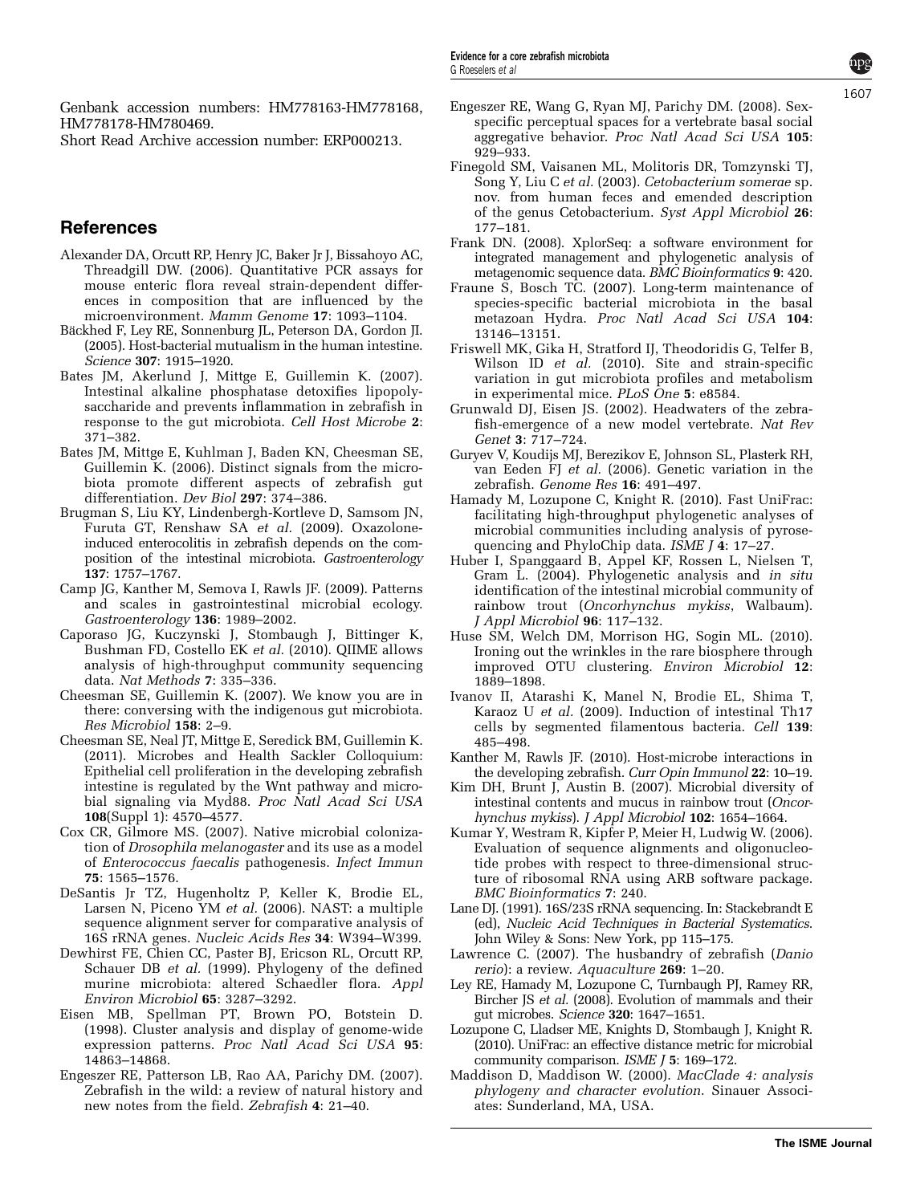Genbank accession numbers: HM778163-HM778168, HM778178-HM780469.

Short Read Archive accession number: ERP000213.

## References

Alexander DA, Orcutt RP, Henry JC, Baker Jr J, Bissahoyo AC, Threadgill DW. (2006). Quantitative PCR assays for mouse enteric flora reveal strain-dependent differences in composition that are influenced by the microenvironment. *Mamm Genome* **17**: 1093–1104.

Bäckhed F, Ley RE, Sonnenburg JL, Peterson DA, Gordon JI. (2005). Host-bacterial mutualism in the human intestine. *Science* **307**: 1915–1920.

Bates JM, Akerlund J, Mittge E, Guillemin K. (2007). Intestinal alkaline phosphatase detoxifies lipopolysaccharide and prevents inflammation in zebrafish in response to the gut microbiota. *Cell Host Microbe* **2**: 371–382.

Bates JM, Mittge E, Kuhlman J, Baden KN, Cheesman SE, Guillemin K. (2006). Distinct signals from the microbiota promote different aspects of zebrafish gut differentiation. *Dev Biol* **297**: 374–386.

Brugman S, Liu KY, Lindenbergh-Kortleve D, Samsom JN, Furuta GT, Renshaw SA *et al.* (2009). Oxazolone-induced enterocolitis in zebrafish depends on the composition of the intestinal microbiota. *Gastroenterology* **137**: 1757–1767.

Camp JG, Kanther M, Semova I, Rawls JF. (2009). Patterns and scales in gastrointestinal microbial ecology. *Gastroenterology* **136**: 1989–2002.

Caporaso JG, Kuczynski J, Stombaugh J, Bittinger K, Bushman FD, Costello EK *et al.* (2010). QIIME allows analysis of high-throughput community sequencing data. *Nat Methods* **7**: 335–336.

Cheesman SE, Guillemin K. (2007). We know you are in there: conversing with the indigenous gut microbiota. *Res Microbiol* **158**: 2–9.

Cheesman SE, Neal JT, Mittge E, Seredick BM, Guillemin K. (2011). Microbes and Health Sackler Colloquium: Epithelial cell proliferation in the developing zebrafish intestine is regulated by the Wnt pathway and microbial signaling via Myd88. *Proc Natl Acad Sci USA* **108**(Suppl 1): 4570–4577.

Cox CR, Gilmore MS. (2007). Native microbial colonization of *Drosophila melanogaster* and its use as a model of *Enterococcus faecalis* pathogenesis. *Infect Immun* **75**: 1565–1576.

DeSantis Jr TZ, Hugenholtz P, Keller K, Brodie EL, Larsen N, Piceno YM *et al.* (2006). NAST: a multiple sequence alignment server for comparative analysis of 16S rRNA genes. *Nucleic Acids Res* **34**: W394–W399.

Dewhirst FE, Chien CC, Paster BJ, Ericson RL, Orcutt RP, Schauer DB *et al.* (1999). Phylogeny of the defined murine microbiota: altered Schaedler flora. *Appl Environ Microbiol* **65**: 3287–3292.

Eisen MB, Spellman PT, Brown PO, Botstein D. (1998). Cluster analysis and display of genome-wide expression patterns. *Proc Natl Acad Sci USA* **95**: 14863–14868.

Engeszer RE, Patterson LB, Rao AA, Parichy DM. (2007). Zebrafish in the wild: a review of natural history and new notes from the field. *Zebrafish* **4**: 21–40.

Engeszer RE, Wang G, Ryan MJ, Parichy DM. (2008). Sex-specific perceptual spaces for a vertebrate basal social aggregative behavior. *Proc Natl Acad Sci USA* **105**: 929–933.

Finegold SM, Vaisanen ML, Molitoris DR, Tomzynski TJ, Song Y, Liu C *et al.* (2003). *Cetobacterium somerae* sp. nov. from human feces and emended description of the genus Cetobacterium. *Syst Appl Microbiol* **26**: 177–181.

Frank DN. (2008). XplorSeq: a software environment for integrated management and phylogenetic analysis of metagenomic sequence data. *BMC Bioinformatics* **9**: 420.

Fraune S, Bosch TC. (2007). Long-term maintenance of species-specific bacterial microbiota in the basal metazoan Hydra. *Proc Natl Acad Sci USA* **104**: 13146–13151.

Friswell MK, Gika H, Stratford IJ, Theodoridis G, Telfer B, Wilson ID *et al.* (2010). Site and strain-specific variation in gut microbiota profiles and metabolism in experimental mice. *PLoS One* **5**: e8584.

Grunwald DJ, Eisen JS. (2002). Headwaters of the zebrafish-emergence of a new model vertebrate. *Nat Rev Genet* **3**: 717–724.

Guryev V, Koudijs MJ, Berezikov E, Johnson SL, Plasterk RH, van Eeden FJ *et al.* (2006). Genetic variation in the zebrafish. *Genome Res* **16**: 491–497.

Hamady M, Lozupone C, Knight R. (2010). Fast UniFrac: facilitating high-throughput phylogenetic analyses of microbial communities including analysis of pyrosequencing and PhyloChip data. *ISME J* **4**: 17–27.

Huber I, Spanggaard B, Appel KF, Rossen L, Nielsen T, Gram L. (2004). Phylogenetic analysis and *in situ* identification of the intestinal microbial community of rainbow trout (*Oncorhynchus mykiss*, Walbaum). *J Appl Microbiol* **96**: 117–132.

Huse SM, Welch DM, Morrison HG, Sogin ML. (2010). Ironing out the wrinkles in the rare biosphere through improved OTU clustering. *Environ Microbiol* **12**: 1889–1898.

Ivanov II, Atarashi K, Manel N, Brodie EL, Shima T, Karaoz U *et al.* (2009). Induction of intestinal Th17 cells by segmented filamentous bacteria. *Cell* **139**: 485–498.

Kanther M, Rawls JF. (2010). Host-microbe interactions in the developing zebrafish. *Curr Opin Immunol* **22**: 10–19.

Kim DH, Brunt J, Austin B. (2007). Microbial diversity of intestinal contents and mucus in rainbow trout (*Oncorhynchus mykiss*). *J Appl Microbiol* **102**: 1654–1664.

Kumar Y, Westram R, Kipfer P, Meier H, Ludwig W. (2006). Evaluation of sequence alignments and oligonucleotide probes with respect to three-dimensional structure of ribosomal RNA using ARB software package. *BMC Bioinformatics* **7**: 240.

Lane DJ. (1991). 16S/23S rRNA sequencing. In: Stackebrandt E (ed), *Nucleic Acid Techniques in Bacterial Systematics*. John Wiley & Sons: New York, pp 115–175.

Lawrence C. (2007). The husbandry of zebrafish (*Danio rerio*): a review. *Aquaculture* **269**: 1–20.

Ley RE, Hamady M, Lozupone C, Turnbaugh PJ, Ramey RR, Bircher JS *et al.* (2008). Evolution of mammals and their gut microbes. *Science* **320**: 1647–1651.

Lozupone C, Lladser ME, Knights D, Stombaugh J, Knight R. (2010). UniFrac: an effective distance metric for microbial community comparison. *ISME J* **5**: 169–172.

Maddison D, Maddison W. (2000). *MacClade 4: analysis phylogeny and character evolution*. Sinauer Associates: Sunderland, MA, USA.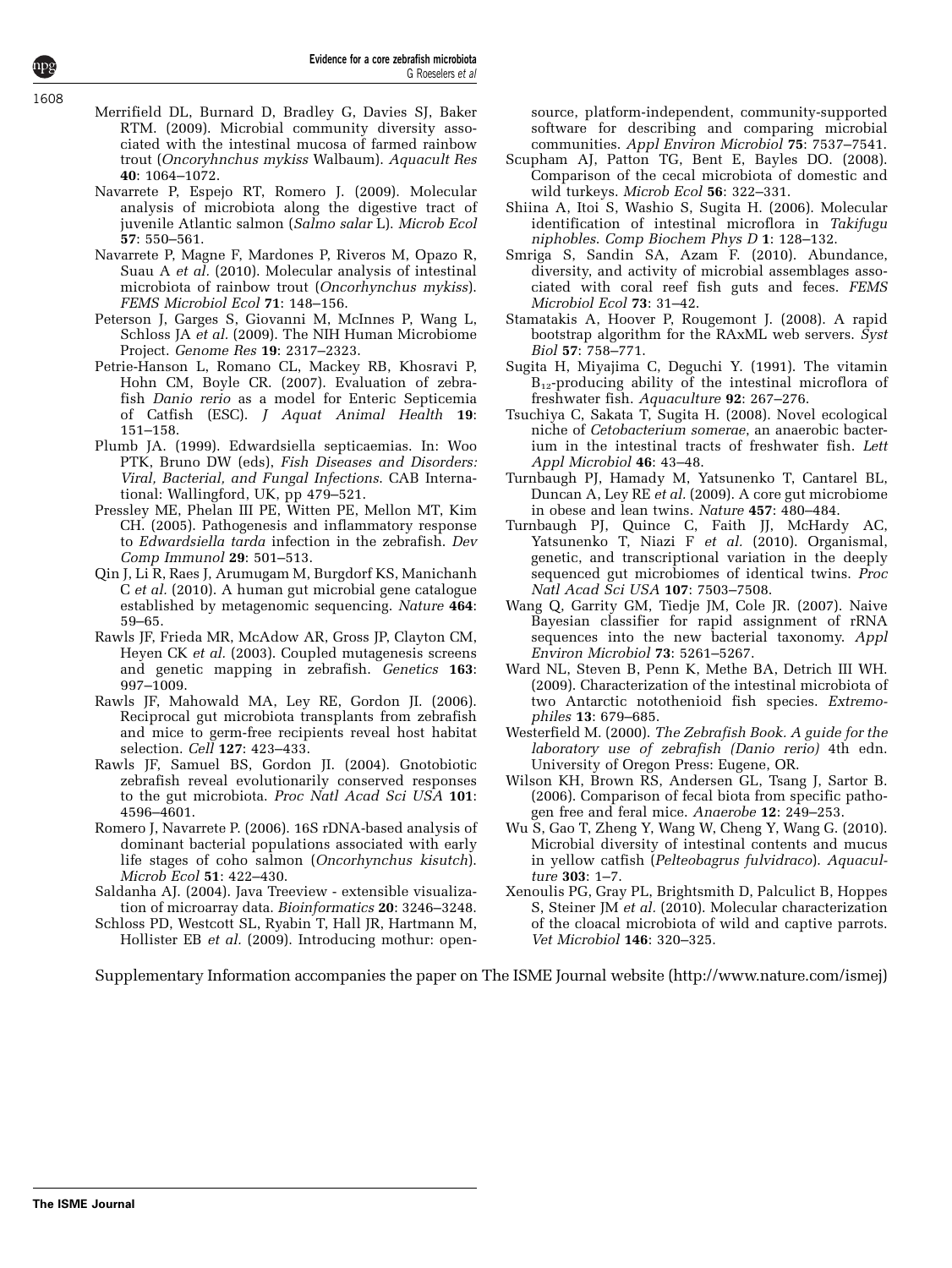Merrifield DL, Burnard D, Bradley G, Davies SJ, Baker RTM. (2009). Microbial community diversity associated with the intestinal mucosa of farmed rainbow trout (*Oncoryhnchus mykiss* Walbaum). *Aquacult Res* **40**: 1064–1072.

Navarrete P, Espejo RT, Romero J. (2009). Molecular analysis of microbiota along the digestive tract of juvenile Atlantic salmon (*Salmo salar* L). *Microb Ecol* **57**: 550–561.

Navarrete P, Magne F, Mardones P, Riveros M, Opazo R, Suau A *et al.* (2010). Molecular analysis of intestinal microbiota of rainbow trout (*Oncorhynchus mykiss*). *FEMS Microbiol Ecol* **71**: 148–156.

Peterson J, Garges S, Giovanni M, McInnes P, Wang L, Schloss JA *et al.* (2009). The NIH Human Microbiome Project. *Genome Res* **19**: 2317–2323.

Petrie-Hanson L, Romano CL, Mackey RB, Khosravi P, Hohn CM, Boyle CR. (2007). Evaluation of zebrafish *Danio rerio* as a model for Enteric Septicemia of Catfish (ESC). *J Aquat Animal Health* **19**: 151–158.

Plumb JA. (1999). Edwardsiella septicaemias. In: Woo PTK, Bruno DW (eds), *Fish Diseases and Disorders: Viral, Bacterial, and Fungal Infections*. CAB International: Wallingford, UK, pp 479–521.

Pressley ME, Phelan III PE, Witten PE, Mellon MT, Kim CH. (2005). Pathogenesis and inflammatory response to *Edwardsiella tarda* infection in the zebrafish. *Dev Comp Immunol* **29**: 501–513.

Qin J, Li R, Raes J, Arumugam M, Burgdorf KS, Manichanh C *et al.* (2010). A human gut microbial gene catalogue established by metagenomic sequencing. *Nature* **464**: 59–65.

Rawls JF, Frieda MR, McAdow AR, Gross JP, Clayton CM, Heyen CK *et al.* (2003). Coupled mutagenesis screens and genetic mapping in zebrafish. *Genetics* **163**: 997–1009.

Rawls JF, Mahowald MA, Ley RE, Gordon JI. (2006). Reciprocal gut microbiota transplants from zebrafish and mice to germ-free recipients reveal host habitat selection. *Cell* **127**: 423–433.

Rawls JF, Samuel BS, Gordon JI. (2004). Gnotobiotic zebrafish reveal evolutionarily conserved responses to the gut microbiota. *Proc Natl Acad Sci USA* **101**: 4596–4601.

Romero J, Navarrete P. (2006). 16S rDNA-based analysis of dominant bacterial populations associated with early life stages of coho salmon (*Oncorhynchus kisutch*). *Microb Ecol* **51**: 422–430.

Saldanha AJ. (2004). Java Treeview - extensible visualization of microarray data. *Bioinformatics* **20**: 3246–3248.

Schloss PD, Westcott SL, Ryabin T, Hall JR, Hartmann M, Hollister EB *et al.* (2009). Introducing mothur: open-source, platform-independent, community-supported software for describing and comparing microbial communities. *Appl Environ Microbiol* **75**: 7537–7541.

Scupham AJ, Patton TG, Bent E, Bayles DO. (2008). Comparison of the cecal microbiota of domestic and wild turkeys. *Microb Ecol* **56**: 322–331.

Shiina A, Itoi S, Washio S, Sugita H. (2006). Molecular identification of intestinal microflora in *Takifugu niphobles*. *Comp Biochem Phys D* **1**: 128–132.

Smriga S, Sandin SA, Azam F. (2010). Abundance, diversity, and activity of microbial assemblages associated with coral reef fish guts and feces. *FEMS Microbiol Ecol* **73**: 31–42.

Stamatakis A, Hoover P, Rougemont J. (2008). A rapid bootstrap algorithm for the RAxML web servers. *Syst Biol* **57**: 758–771.

Sugita H, Miyajima C, Deguchi Y. (1991). The vitamin $B_{12}$-producing ability of the intestinal microflora of freshwater fish. *Aquaculture* **92**: 267–276.

Tsuchiya C, Sakata T, Sugita H. (2008). Novel ecological niche of *Cetobacterium somerae*, an anaerobic bacterium in the intestinal tracts of freshwater fish. *Lett Appl Microbiol* **46**: 43–48.

Turnbaugh PJ, Hamady M, Yatsunenko T, Cantarel BL, Duncan A, Ley RE *et al.* (2009). A core gut microbiome in obese and lean twins. *Nature* **457**: 480–484.

Turnbaugh PJ, Quince C, Faith JJ, McHardy AC, Yatsunenko T, Niazi F *et al.* (2010). Organismal, genetic, and transcriptional variation in the deeply sequenced gut microbiomes of identical twins. *Proc Natl Acad Sci USA* **107**: 7503–7508.

Wang Q, Garrity GM, Tiedje JM, Cole JR. (2007). Naive Bayesian classifier for rapid assignment of rRNA sequences into the new bacterial taxonomy. *Appl Environ Microbiol* **73**: 5261–5267.

Ward NL, Steven B, Penn K, Methe BA, Detrich III WH. (2009). Characterization of the intestinal microbiota of two Antarctic notothenioid fish species. *Extremophiles* **13**: 679–685.

Westerfield M. (2000). *The Zebrafish Book. A guide for the laboratory use of zebrafish (Danio rerio)* 4th edn. University of Oregon Press: Eugene, OR.

Wilson KH, Brown RS, Andersen GL, Tsang J, Sartor B. (2006). Comparison of fecal biota from specific pathogen free and feral mice. *Anaerobe* **12**: 249–253.

Wu S, Gao T, Zheng Y, Wang W, Cheng Y, Wang G. (2010). Microbial diversity of intestinal contents and mucus in yellow catfish (*Pelteobagrus fulvidraco*). *Aquaculture* **303**: 1–7.

Xenoulis PG, Gray PL, Brightsmith D, Palculict B, Hoppes S, Steiner JM *et al.* (2010). Molecular characterization of the cloacal microbiota of wild and captive parrots. *Vet Microbiol* **146**: 320–325.

Supplementary Information accompanies the paper on The ISME Journal website (http://www.nature.com/ismej)